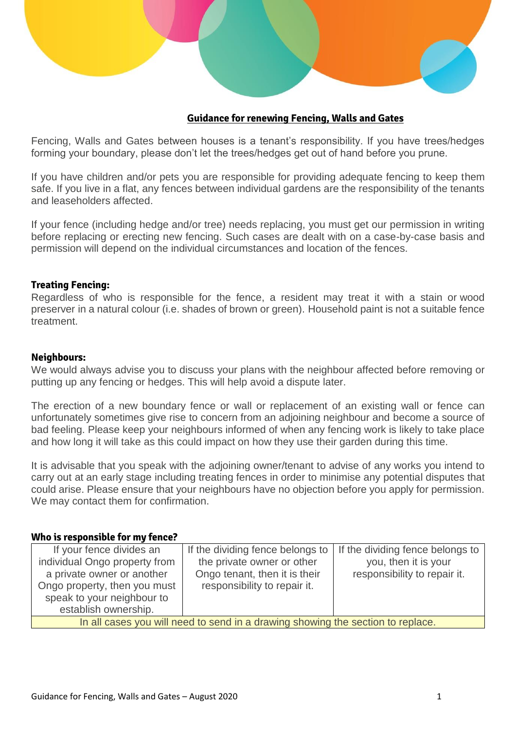## Guidance for renewing Fencing, Walls and Gates

Fencing, Walls and Gates between houses is a tenant's responsibility. If you have trees/hedges forming your boundary, please don't let the trees/hedges get out of hand before you prune.

If you have children and/or pets you are responsible for providing adequate fencing to keep them safe. If you live in a flat, any fences between individual gardens are the responsibility of the tenants and leaseholders affected.

If your fence (including hedge and/or tree) needs replacing, you must get our permission in writing before replacing or erecting new fencing. Such cases are dealt with on a case-by-case basis and permission will depend on the individual circumstances and location of the fences.

### Treating Fencing:

Regardless of who is responsible for the fence, a resident may treat it with a stain or wood preserver in a natural colour (i.e. shades of brown or green). Household paint is not a suitable fence treatment.

### Neighbours:

We would always advise you to discuss your plans with the neighbour affected before removing or putting up any fencing or hedges. This will help avoid a dispute later.

The erection of a new boundary fence or wall or replacement of an existing wall or fence can unfortunately sometimes give rise to concern from an adjoining neighbour and become a source of bad feeling. Please keep your neighbours informed of when any fencing work is likely to take place and how long it will take as this could impact on how they use their garden during this time.

It is advisable that you speak with the adjoining owner/tenant to advise of any works you intend to carry out at an early stage including treating fences in order to minimise any potential disputes that could arise. Please ensure that your neighbours have no objection before you apply for permission. We may contact them for confirmation.

### Who is responsible for my fence?

| If your fence divides an individual Ongo property from a private owner or another Ongo property, then you must speak to your neighbour to establish ownership. | If the dividing fence belongs to the private owner or other Ongo tenant, then it is their responsibility to repair it. | If the dividing fence belongs to you, then it is your responsibility to repair it. |
|---|---|---|
| In all cases you will need to send in a drawing showing the section to replace. | | |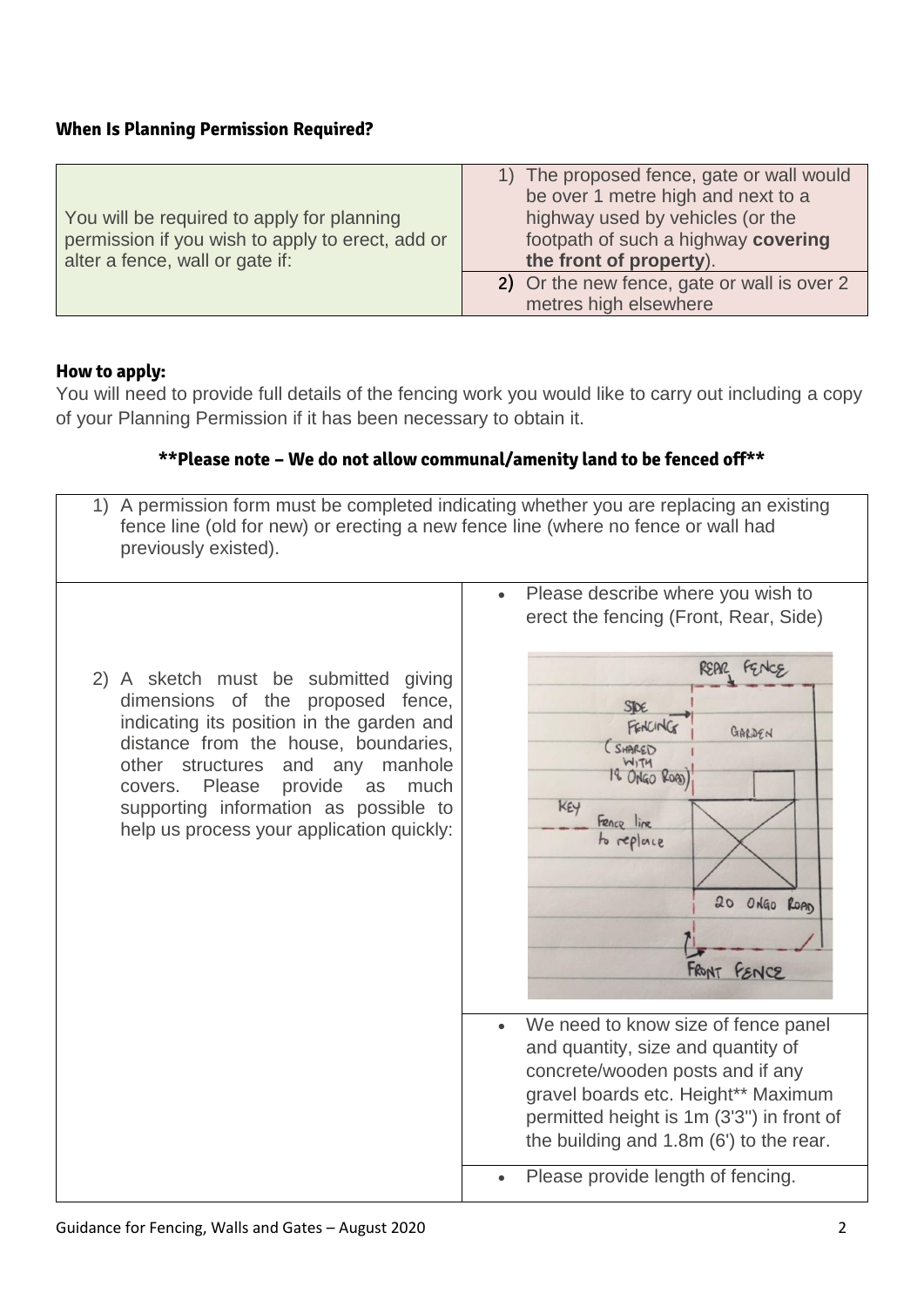### When Is Planning Permission Required?

| You will be required to apply for planning permission if you wish to apply to erect, add or alter a fence, wall or gate if: | 1) The proposed fence, gate or wall would be over 1 metre high and next to a highway used by vehicles (or the footpath of such a highway **covering the front of property**). |
|---|---|
| | 2) Or the new fence, gate or wall is over 2 metres high elsewhere |

### How to apply:

You will need to provide full details of the fencing work you would like to carry out including a copy of your Planning Permission if it has been necessary to obtain it.

**\*\*Please note – We do not allow communal/amenity land to be fenced off\*\***

| 1) A permission form must be completed indicating whether you are replacing an existing fence line (old for new) or erecting a new fence line (where no fence or wall had previously existed). | |
|---|---|
| 2) A sketch must be submitted giving dimensions of the proposed fence, indicating its position in the garden and distance from the house, boundaries, other structures and any manhole covers. Please provide as much supporting information as possible to help us process your application quickly: | • Please describe where you wish to erect the fencing (Front, Rear, Side) |
| | • We need to know size of fence panel and quantity, size and quantity of concrete/wooden posts and if any gravel boards etc. Height** Maximum permitted height is 1m (3'3") in front of the building and 1.8m (6') to the rear. |
| | • Please provide length of fencing. |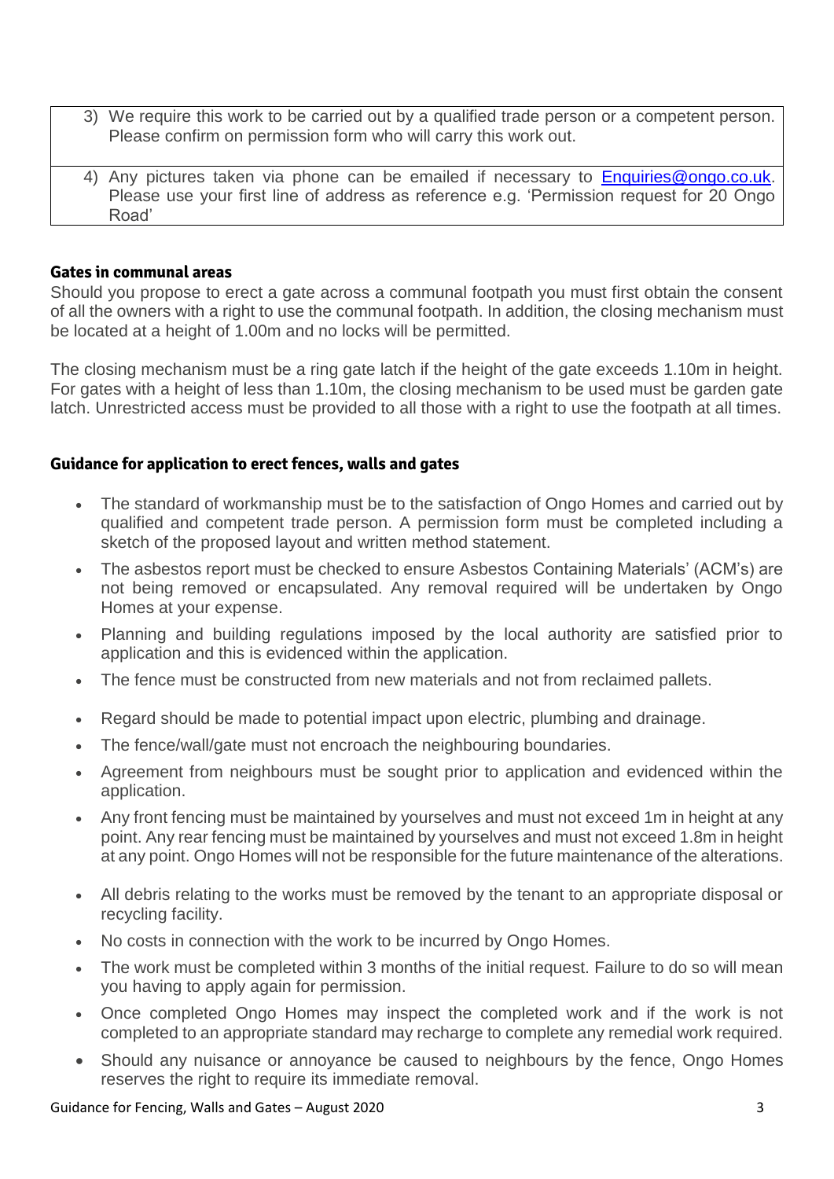| |
|---|
| 3) We require this work to be carried out by a qualified trade person or a competent person. Please confirm on permission form who will carry this work out. |
| 4) Any pictures taken via phone can be emailed if necessary to [Enquiries@ongo.co.uk](mailto:Enquiries@ongo.co.uk). Please use your first line of address as reference e.g. 'Permission request for 20 Ongo Road' |

**Gates in communal areas**

Should you propose to erect a gate across a communal footpath you must first obtain the consent of all the owners with a right to use the communal footpath. In addition, the closing mechanism must be located at a height of 1.00m and no locks will be permitted.

The closing mechanism must be a ring gate latch if the height of the gate exceeds 1.10m in height. For gates with a height of less than 1.10m, the closing mechanism to be used must be garden gate latch. Unrestricted access must be provided to all those with a right to use the footpath at all times.

**Guidance for application to erect fences, walls and gates**

- The standard of workmanship must be to the satisfaction of Ongo Homes and carried out by qualified and competent trade person. A permission form must be completed including a sketch of the proposed layout and written method statement.
- The asbestos report must be checked to ensure Asbestos Containing Materials' (ACM's) are not being removed or encapsulated. Any removal required will be undertaken by Ongo Homes at your expense.
- Planning and building regulations imposed by the local authority are satisfied prior to application and this is evidenced within the application.
- The fence must be constructed from new materials and not from reclaimed pallets.
- Regard should be made to potential impact upon electric, plumbing and drainage.
- The fence/wall/gate must not encroach the neighbouring boundaries.
- Agreement from neighbours must be sought prior to application and evidenced within the application.
- Any front fencing must be maintained by yourselves and must not exceed 1m in height at any point. Any rear fencing must be maintained by yourselves and must not exceed 1.8m in height at any point. Ongo Homes will not be responsible for the future maintenance of the alterations.
- All debris relating to the works must be removed by the tenant to an appropriate disposal or recycling facility.
- No costs in connection with the work to be incurred by Ongo Homes.
- The work must be completed within 3 months of the initial request. Failure to do so will mean you having to apply again for permission.
- Once completed Ongo Homes may inspect the completed work and if the work is not completed to an appropriate standard may recharge to complete any remedial work required.
- Should any nuisance or annoyance be caused to neighbours by the fence, Ongo Homes reserves the right to require its immediate removal.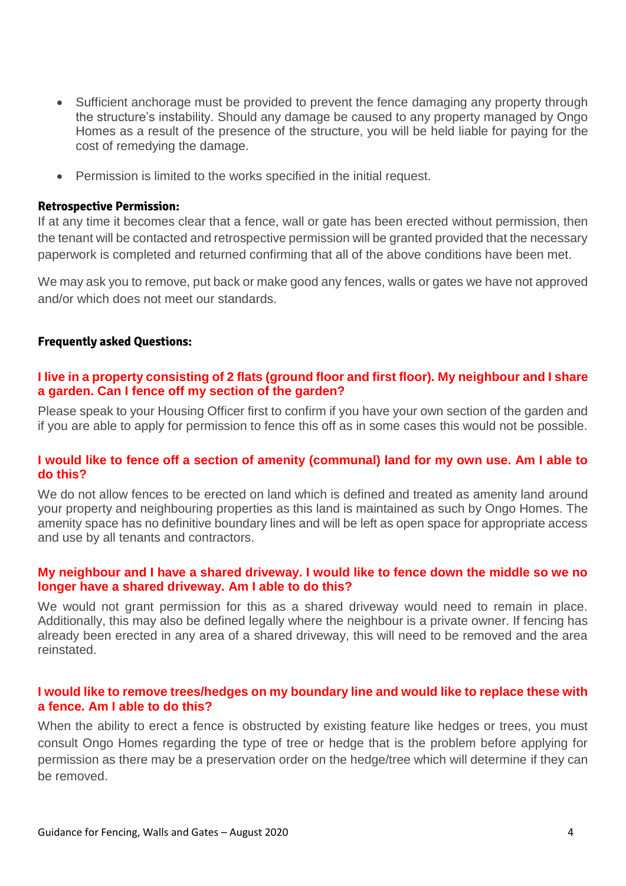- Sufficient anchorage must be provided to prevent the fence damaging any property through the structure's instability. Should any damage be caused to any property managed by Ongo Homes as a result of the presence of the structure, you will be held liable for paying for the cost of remedying the damage.

- Permission is limited to the works specified in the initial request.

**Retrospective Permission:**

If at any time it becomes clear that a fence, wall or gate has been erected without permission, then the tenant will be contacted and retrospective permission will be granted provided that the necessary paperwork is completed and returned confirming that all of the above conditions have been met.

We may ask you to remove, put back or make good any fences, walls or gates we have not approved and/or which does not meet our standards.

**Frequently asked Questions:**

**I live in a property consisting of 2 flats (ground floor and first floor). My neighbour and I share a garden. Can I fence off my section of the garden?**

Please speak to your Housing Officer first to confirm if you have your own section of the garden and if you are able to apply for permission to fence this off as in some cases this would not be possible.

**I would like to fence off a section of amenity (communal) land for my own use. Am I able to do this?**

We do not allow fences to be erected on land which is defined and treated as amenity land around your property and neighbouring properties as this land is maintained as such by Ongo Homes. The amenity space has no definitive boundary lines and will be left as open space for appropriate access and use by all tenants and contractors.

**My neighbour and I have a shared driveway. I would like to fence down the middle so we no longer have a shared driveway. Am I able to do this?**

We would not grant permission for this as a shared driveway would need to remain in place. Additionally, this may also be defined legally where the neighbour is a private owner. If fencing has already been erected in any area of a shared driveway, this will need to be removed and the area reinstated.

**I would like to remove trees/hedges on my boundary line and would like to replace these with a fence. Am I able to do this?**

When the ability to erect a fence is obstructed by existing feature like hedges or trees, you must consult Ongo Homes regarding the type of tree or hedge that is the problem before applying for permission as there may be a preservation order on the hedge/tree which will determine if they can be removed.